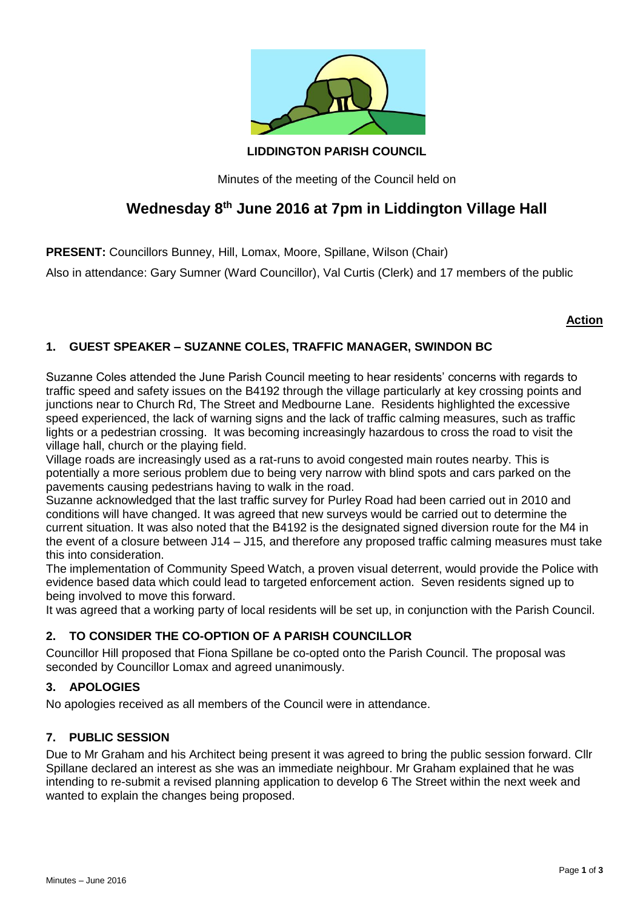**LIDDINGTON PARISH COUNCIL**

Minutes of the meeting of the Council held on

# Wednesday 8th June 2016 at 7pm in Liddington Village Hall

**PRESENT:** Councillors Bunney, Hill, Lomax, Moore, Spillane, Wilson (Chair)

Also in attendance: Gary Sumner (Ward Councillor), Val Curtis (Clerk) and 17 members of the public

**Action**

## 1. GUEST SPEAKER – SUZANNE COLES, TRAFFIC MANAGER, SWINDON BC

Suzanne Coles attended the June Parish Council meeting to hear residents' concerns with regards to traffic speed and safety issues on the B4192 through the village particularly at key crossing points and junctions near to Church Rd, The Street and Medbourne Lane. Residents highlighted the excessive speed experienced, the lack of warning signs and the lack of traffic calming measures, such as traffic lights or a pedestrian crossing. It was becoming increasingly hazardous to cross the road to visit the village hall, church or the playing field.

Village roads are increasingly used as a rat-runs to avoid congested main routes nearby. This is potentially a more serious problem due to being very narrow with blind spots and cars parked on the pavements causing pedestrians having to walk in the road.

Suzanne acknowledged that the last traffic survey for Purley Road had been carried out in 2010 and conditions will have changed. It was agreed that new surveys would be carried out to determine the current situation. It was also noted that the B4192 is the designated signed diversion route for the M4 in the event of a closure between J14 – J15, and therefore any proposed traffic calming measures must take this into consideration.

The implementation of Community Speed Watch, a proven visual deterrent, would provide the Police with evidence based data which could lead to targeted enforcement action. Seven residents signed up to being involved to move this forward.

It was agreed that a working party of local residents will be set up, in conjunction with the Parish Council.

## 2. TO CONSIDER THE CO-OPTION OF A PARISH COUNCILLOR

Councillor Hill proposed that Fiona Spillane be co-opted onto the Parish Council. The proposal was seconded by Councillor Lomax and agreed unanimously.

## 3. APOLOGIES

No apologies received as all members of the Council were in attendance.

## 7. PUBLIC SESSION

Due to Mr Graham and his Architect being present it was agreed to bring the public session forward. Cllr Spillane declared an interest as she was an immediate neighbour. Mr Graham explained that he was intending to re-submit a revised planning application to develop 6 The Street within the next week and wanted to explain the changes being proposed.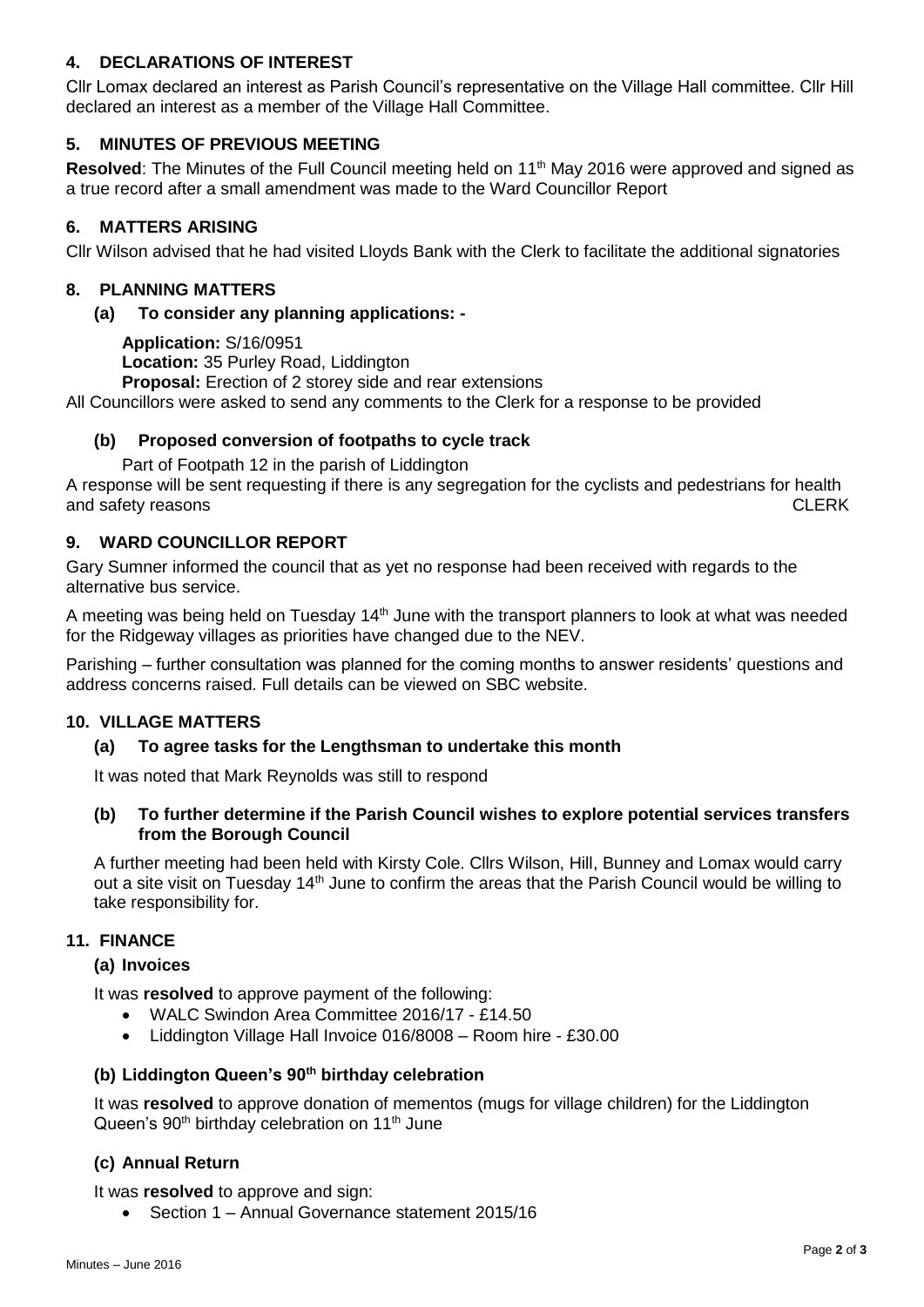## 4. DECLARATIONS OF INTEREST

Cllr Lomax declared an interest as Parish Council's representative on the Village Hall committee. Cllr Hill declared an interest as a member of the Village Hall Committee.

## 5. MINUTES OF PREVIOUS MEETING

**Resolved**: The Minutes of the Full Council meeting held on 11th May 2016 were approved and signed as a true record after a small amendment was made to the Ward Councillor Report

## 6. MATTERS ARISING

Cllr Wilson advised that he had visited Lloyds Bank with the Clerk to facilitate the additional signatories

## 8. PLANNING MATTERS

### (a) To consider any planning applications: -

**Application:** S/16/0951
**Location:** 35 Purley Road, Liddington
**Proposal:** Erection of 2 storey side and rear extensions

All Councillors were asked to send any comments to the Clerk for a response to be provided

### (b) Proposed conversion of footpaths to cycle track

Part of Footpath 12 in the parish of Liddington

A response will be sent requesting if there is any segregation for the cyclists and pedestrians for health and safety reasons CLERK

## 9. WARD COUNCILLOR REPORT

Gary Sumner informed the council that as yet no response had been received with regards to the alternative bus service.

A meeting was being held on Tuesday 14th June with the transport planners to look at what was needed for the Ridgeway villages as priorities have changed due to the NEV.

Parishing – further consultation was planned for the coming months to answer residents' questions and address concerns raised. Full details can be viewed on SBC website.

## 10. VILLAGE MATTERS

### (a) To agree tasks for the Lengthsman to undertake this month

It was noted that Mark Reynolds was still to respond

### (b) To further determine if the Parish Council wishes to explore potential services transfers from the Borough Council

A further meeting had been held with Kirsty Cole. Cllrs Wilson, Hill, Bunney and Lomax would carry out a site visit on Tuesday 14th June to confirm the areas that the Parish Council would be willing to take responsibility for.

## 11. FINANCE

### (a) Invoices

It was **resolved** to approve payment of the following:

- WALC Swindon Area Committee 2016/17 - £14.50
- Liddington Village Hall Invoice 016/8008 – Room hire - £30.00

### (b) Liddington Queen's 90th birthday celebration

It was **resolved** to approve donation of mementos (mugs for village children) for the Liddington Queen's 90th birthday celebration on 11th June

### (c) Annual Return

It was **resolved** to approve and sign:

- Section 1 – Annual Governance statement 2015/16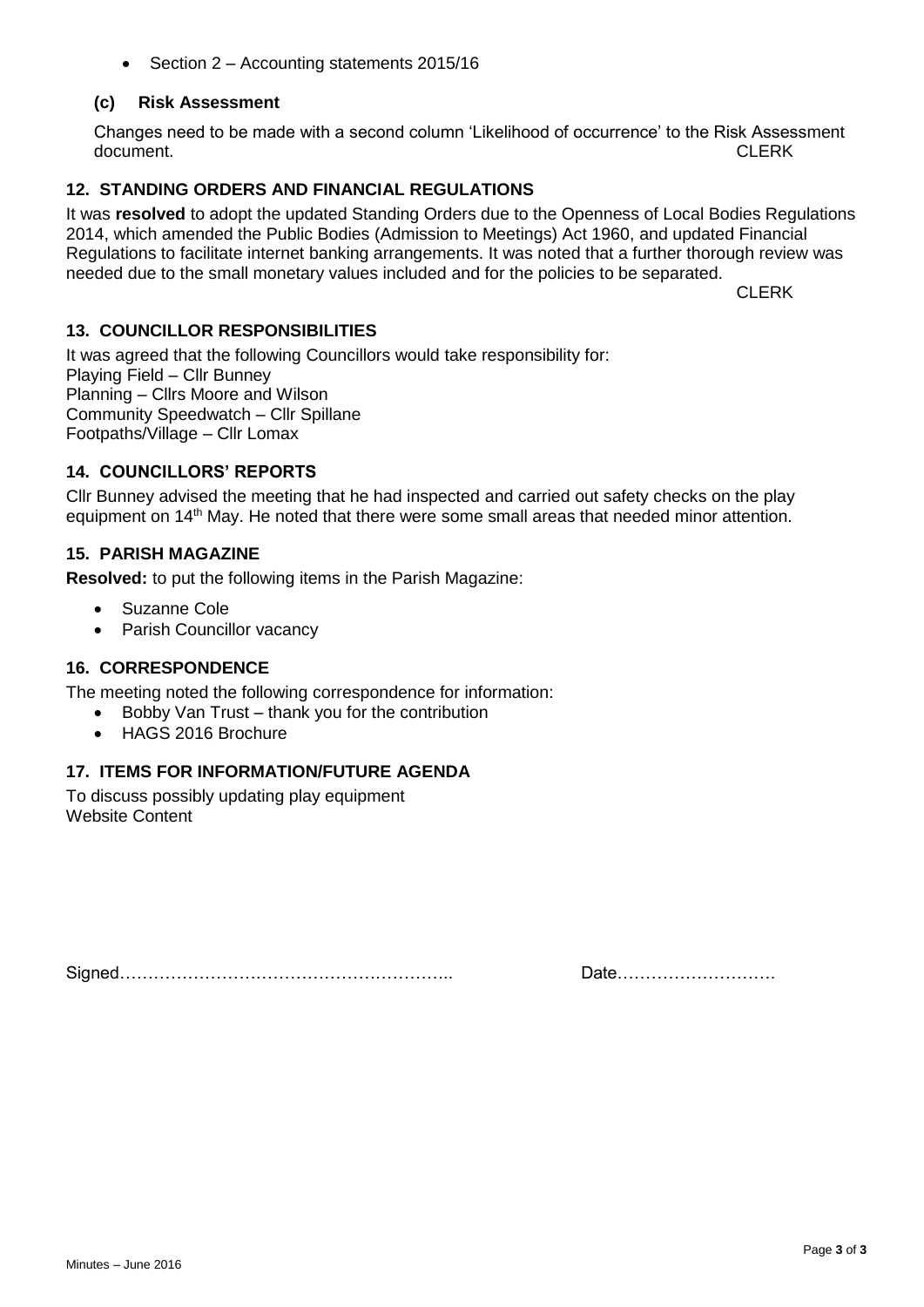- Section 2 – Accounting statements 2015/16

### (c) Risk Assessment

Changes need to be made with a second column 'Likelihood of occurrence' to the Risk Assessment document. CLERK

### 12. STANDING ORDERS AND FINANCIAL REGULATIONS

It was **resolved** to adopt the updated Standing Orders due to the Openness of Local Bodies Regulations 2014, which amended the Public Bodies (Admission to Meetings) Act 1960, and updated Financial Regulations to facilitate internet banking arrangements. It was noted that a further thorough review was needed due to the small monetary values included and for the policies to be separated.

CLERK

### 13. COUNCILLOR RESPONSIBILITIES

It was agreed that the following Councillors would take responsibility for:
Playing Field – Cllr Bunney
Planning – Cllrs Moore and Wilson
Community Speedwatch – Cllr Spillane
Footpaths/Village – Cllr Lomax

### 14. COUNCILLORS' REPORTS

Cllr Bunney advised the meeting that he had inspected and carried out safety checks on the play equipment on 14th May. He noted that there were some small areas that needed minor attention.

### 15. PARISH MAGAZINE

**Resolved:** to put the following items in the Parish Magazine:

- Suzanne Cole
- Parish Councillor vacancy

### 16. CORRESPONDENCE

The meeting noted the following correspondence for information:

- Bobby Van Trust – thank you for the contribution
- HAGS 2016 Brochure

### 17. ITEMS FOR INFORMATION/FUTURE AGENDA

To discuss possibly updating play equipment
Website Content

Signed………………………………………………….. Date……………………….

Minutes – June 2016